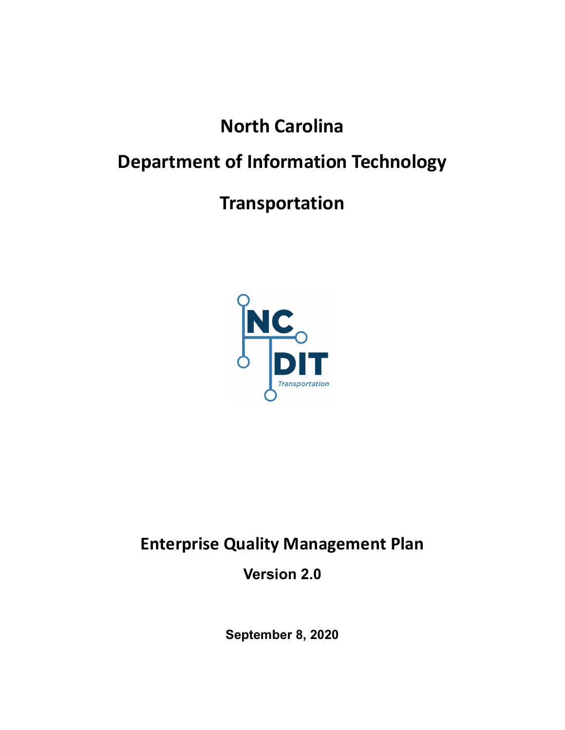# North Carolina

# Department of Information Technology

# Transportation

NC DIT Transportation

## Enterprise Quality Management Plan

**Version 2.0**

**September 8, 2020**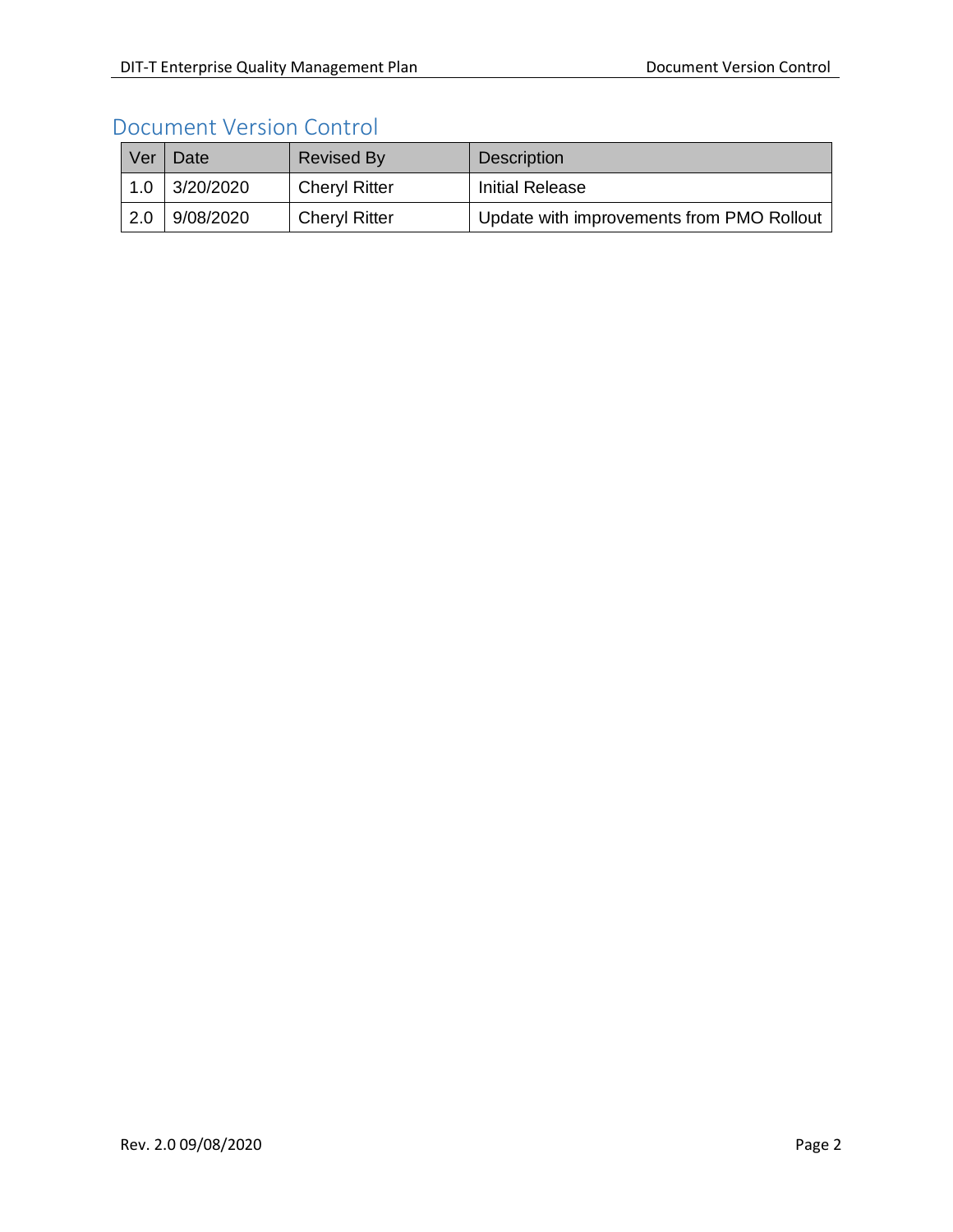## Document Version Control

| Ver | Date | Revised By | Description |
|---|---|---|---|
| 1.0 | 3/20/2020 | Cheryl Ritter | Initial Release |
| 2.0 | 9/08/2020 | Cheryl Ritter | Update with improvements from PMO Rollout |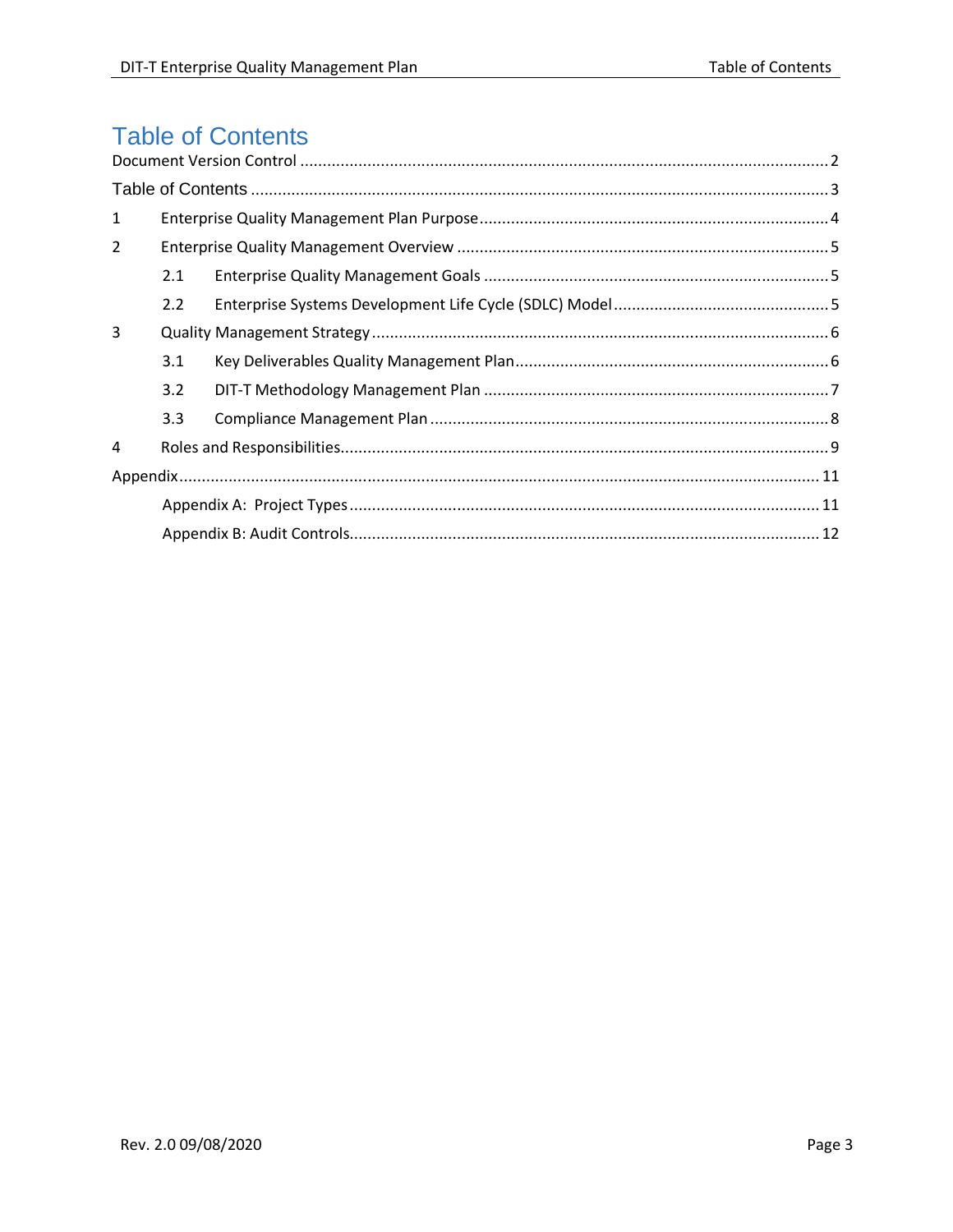# Table of Contents

Document Version Control ..... 2

Table of Contents ..... 3

1 Enterprise Quality Management Plan Purpose ..... 4

2 Enterprise Quality Management Overview ..... 5

- 2.1 Enterprise Quality Management Goals ..... 5
- 2.2 Enterprise Systems Development Life Cycle (SDLC) Model ..... 5

3 Quality Management Strategy ..... 6

- 3.1 Key Deliverables Quality Management Plan ..... 6
- 3.2 DIT-T Methodology Management Plan ..... 7
- 3.3 Compliance Management Plan ..... 8

4 Roles and Responsibilities ..... 9

Appendix ..... 11

- Appendix A: Project Types ..... 11
- Appendix B: Audit Controls ..... 12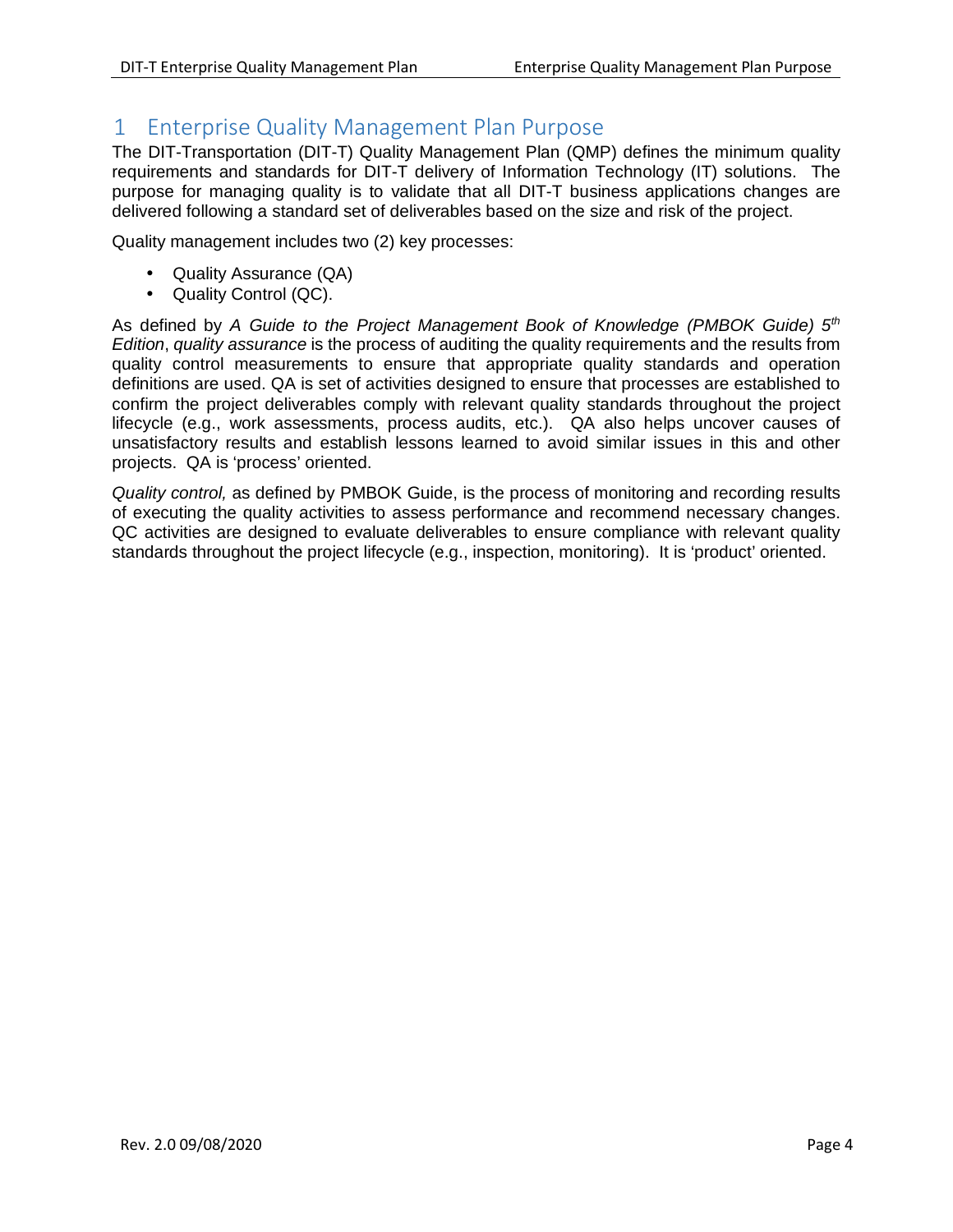# 1 Enterprise Quality Management Plan Purpose

The DIT-Transportation (DIT-T) Quality Management Plan (QMP) defines the minimum quality requirements and standards for DIT-T delivery of Information Technology (IT) solutions. The purpose for managing quality is to validate that all DIT-T business applications changes are delivered following a standard set of deliverables based on the size and risk of the project.

Quality management includes two (2) key processes:

- Quality Assurance (QA)
- Quality Control (QC).

As defined by *A Guide to the Project Management Book of Knowledge (PMBOK Guide) 5th Edition*, *quality assurance* is the process of auditing the quality requirements and the results from quality control measurements to ensure that appropriate quality standards and operation definitions are used. QA is set of activities designed to ensure that processes are established to confirm the project deliverables comply with relevant quality standards throughout the project lifecycle (e.g., work assessments, process audits, etc.). QA also helps uncover causes of unsatisfactory results and establish lessons learned to avoid similar issues in this and other projects. QA is 'process' oriented.

*Quality control,* as defined by PMBOK Guide, is the process of monitoring and recording results of executing the quality activities to assess performance and recommend necessary changes. QC activities are designed to evaluate deliverables to ensure compliance with relevant quality standards throughout the project lifecycle (e.g., inspection, monitoring). It is 'product' oriented.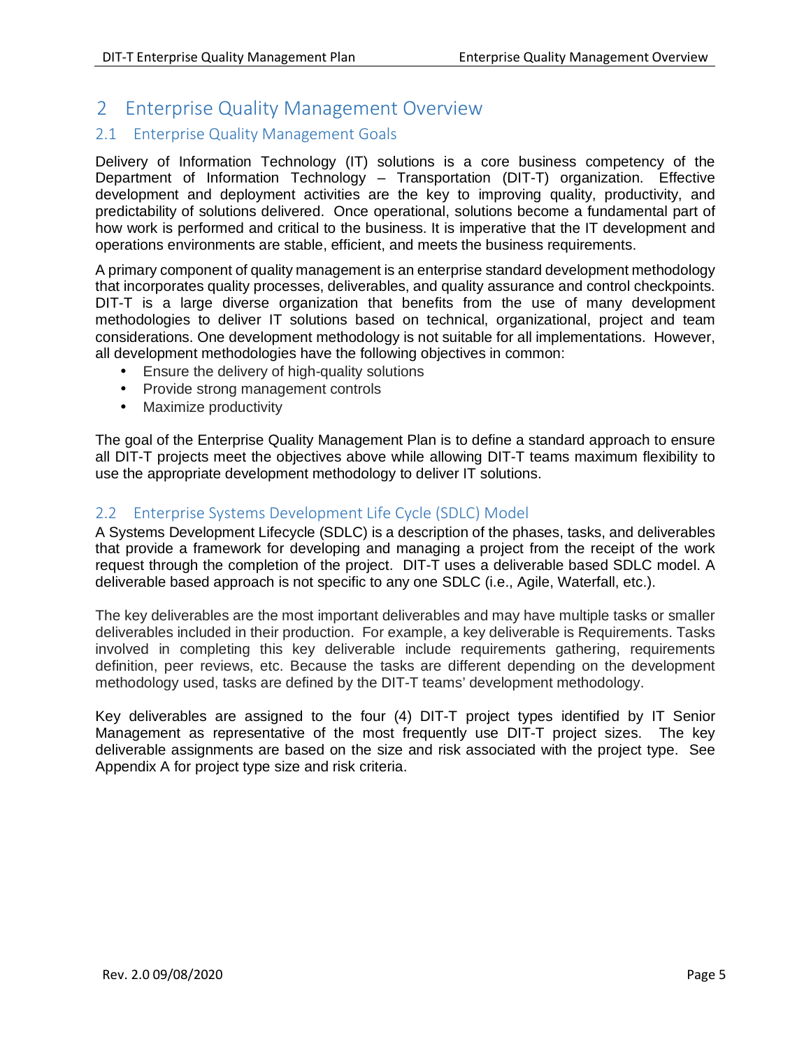# 2 Enterprise Quality Management Overview

## 2.1 Enterprise Quality Management Goals

Delivery of Information Technology (IT) solutions is a core business competency of the Department of Information Technology – Transportation (DIT-T) organization. Effective development and deployment activities are the key to improving quality, productivity, and predictability of solutions delivered. Once operational, solutions become a fundamental part of how work is performed and critical to the business. It is imperative that the IT development and operations environments are stable, efficient, and meets the business requirements.

A primary component of quality management is an enterprise standard development methodology that incorporates quality processes, deliverables, and quality assurance and control checkpoints. DIT-T is a large diverse organization that benefits from the use of many development methodologies to deliver IT solutions based on technical, organizational, project and team considerations. One development methodology is not suitable for all implementations. However, all development methodologies have the following objectives in common:

- Ensure the delivery of high-quality solutions
- Provide strong management controls
- Maximize productivity

The goal of the Enterprise Quality Management Plan is to define a standard approach to ensure all DIT-T projects meet the objectives above while allowing DIT-T teams maximum flexibility to use the appropriate development methodology to deliver IT solutions.

## 2.2 Enterprise Systems Development Life Cycle (SDLC) Model

A Systems Development Lifecycle (SDLC) is a description of the phases, tasks, and deliverables that provide a framework for developing and managing a project from the receipt of the work request through the completion of the project. DIT-T uses a deliverable based SDLC model. A deliverable based approach is not specific to any one SDLC (i.e., Agile, Waterfall, etc.).

The key deliverables are the most important deliverables and may have multiple tasks or smaller deliverables included in their production. For example, a key deliverable is Requirements. Tasks involved in completing this key deliverable include requirements gathering, requirements definition, peer reviews, etc. Because the tasks are different depending on the development methodology used, tasks are defined by the DIT-T teams' development methodology.

Key deliverables are assigned to the four (4) DIT-T project types identified by IT Senior Management as representative of the most frequently use DIT-T project sizes. The key deliverable assignments are based on the size and risk associated with the project type. See Appendix A for project type size and risk criteria.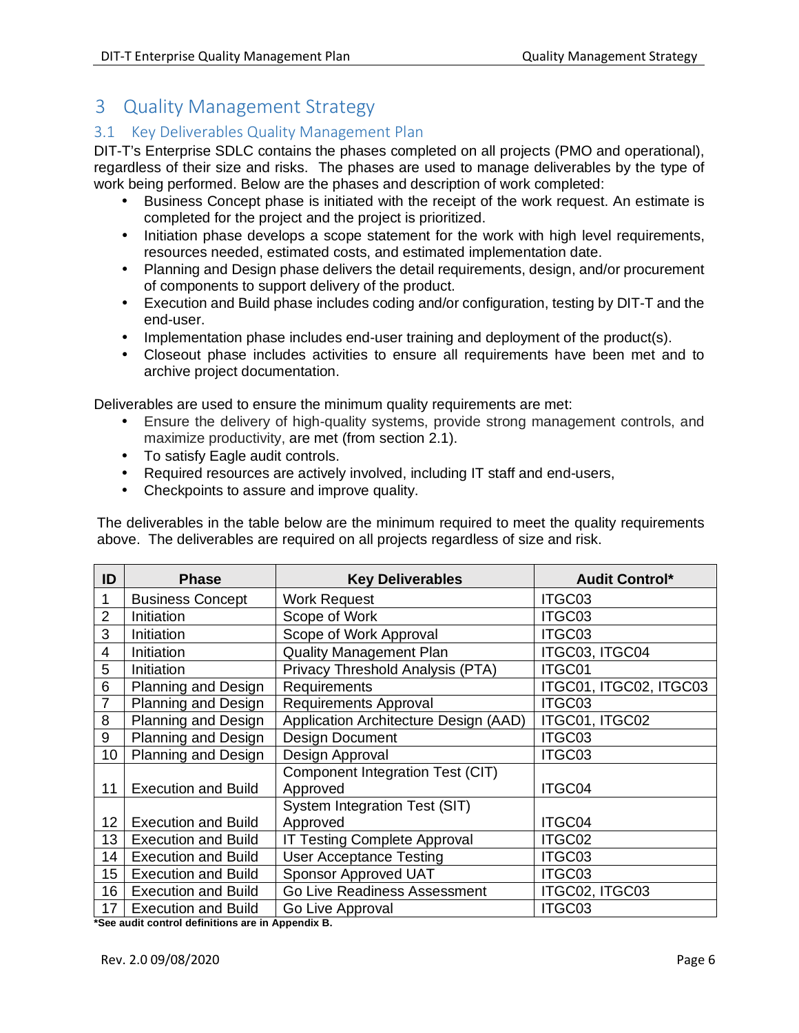# 3 Quality Management Strategy

## 3.1 Key Deliverables Quality Management Plan

DIT-T's Enterprise SDLC contains the phases completed on all projects (PMO and operational), regardless of their size and risks. The phases are used to manage deliverables by the type of work being performed. Below are the phases and description of work completed:

- Business Concept phase is initiated with the receipt of the work request. An estimate is completed for the project and the project is prioritized.
- Initiation phase develops a scope statement for the work with high level requirements, resources needed, estimated costs, and estimated implementation date.
- Planning and Design phase delivers the detail requirements, design, and/or procurement of components to support delivery of the product.
- Execution and Build phase includes coding and/or configuration, testing by DIT-T and the end-user.
- Implementation phase includes end-user training and deployment of the product(s).
- Closeout phase includes activities to ensure all requirements have been met and to archive project documentation.

Deliverables are used to ensure the minimum quality requirements are met:

- Ensure the delivery of high-quality systems, provide strong management controls, and maximize productivity, are met (from section 2.1).
- To satisfy Eagle audit controls.
- Required resources are actively involved, including IT staff and end-users,
- Checkpoints to assure and improve quality.

The deliverables in the table below are the minimum required to meet the quality requirements above. The deliverables are required on all projects regardless of size and risk.

| ID | Phase | Key Deliverables | Audit Control* |
|---|---|---|---|
| 1 | Business Concept | Work Request | ITGC03 |
| 2 | Initiation | Scope of Work | ITGC03 |
| 3 | Initiation | Scope of Work Approval | ITGC03 |
| 4 | Initiation | Quality Management Plan | ITGC03, ITGC04 |
| 5 | Initiation | Privacy Threshold Analysis (PTA) | ITGC01 |
| 6 | Planning and Design | Requirements | ITGC01, ITGC02, ITGC03 |
| 7 | Planning and Design | Requirements Approval | ITGC03 |
| 8 | Planning and Design | Application Architecture Design (AAD) | ITGC01, ITGC02 |
| 9 | Planning and Design | Design Document | ITGC03 |
| 10 | Planning and Design | Design Approval | ITGC03 |
| 11 | Execution and Build | Component Integration Test (CIT) Approved | ITGC04 |
| 12 | Execution and Build | System Integration Test (SIT) Approved | ITGC04 |
| 13 | Execution and Build | IT Testing Complete Approval | ITGC02 |
| 14 | Execution and Build | User Acceptance Testing | ITGC03 |
| 15 | Execution and Build | Sponsor Approved UAT | ITGC03 |
| 16 | Execution and Build | Go Live Readiness Assessment | ITGC02, ITGC03 |
| 17 | Execution and Build | Go Live Approval | ITGC03 |

**\*See audit control definitions are in Appendix B.**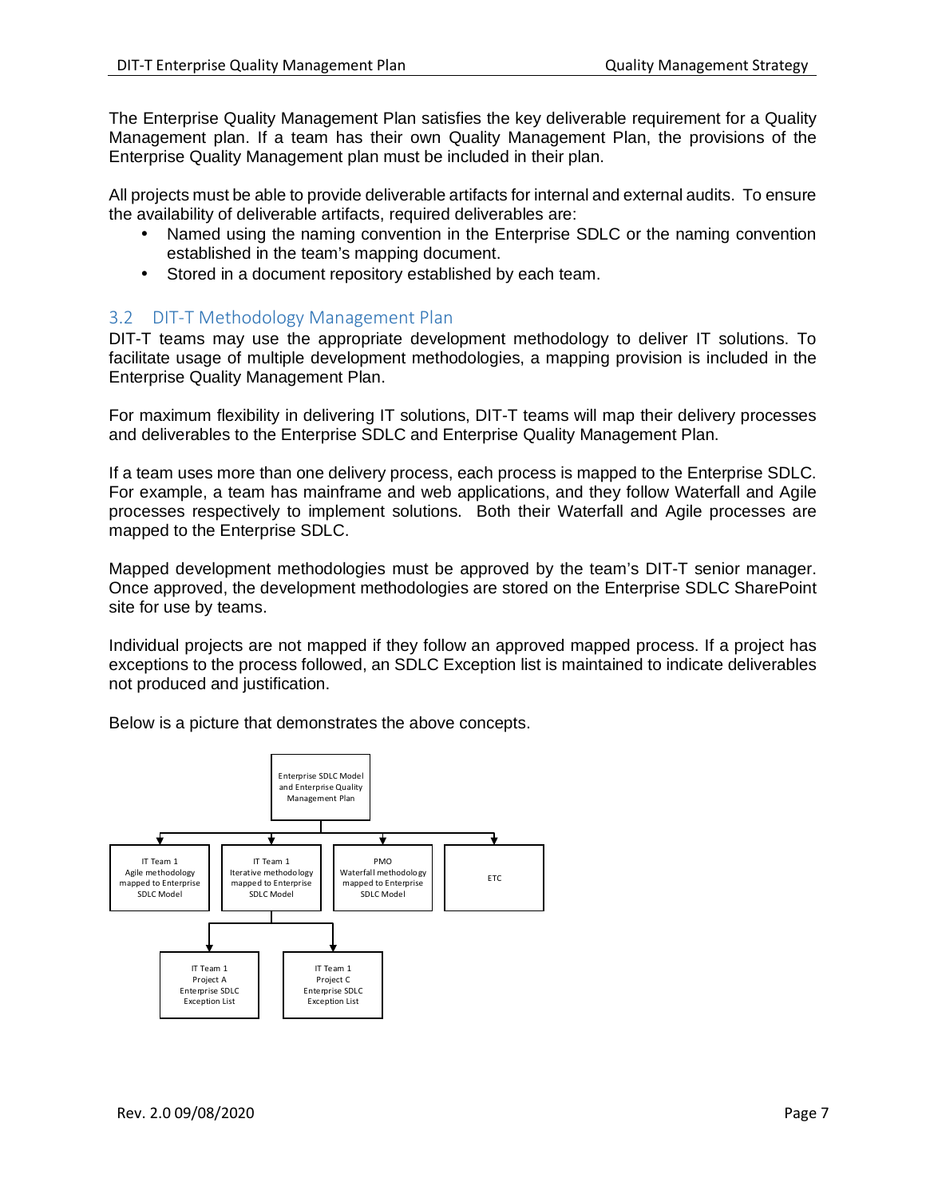The Enterprise Quality Management Plan satisfies the key deliverable requirement for a Quality Management plan. If a team has their own Quality Management Plan, the provisions of the Enterprise Quality Management plan must be included in their plan.

All projects must be able to provide deliverable artifacts for internal and external audits. To ensure the availability of deliverable artifacts, required deliverables are:

- Named using the naming convention in the Enterprise SDLC or the naming convention established in the team's mapping document.
- Stored in a document repository established by each team.

## 3.2 DIT-T Methodology Management Plan

DIT-T teams may use the appropriate development methodology to deliver IT solutions. To facilitate usage of multiple development methodologies, a mapping provision is included in the Enterprise Quality Management Plan.

For maximum flexibility in delivering IT solutions, DIT-T teams will map their delivery processes and deliverables to the Enterprise SDLC and Enterprise Quality Management Plan.

If a team uses more than one delivery process, each process is mapped to the Enterprise SDLC. For example, a team has mainframe and web applications, and they follow Waterfall and Agile processes respectively to implement solutions. Both their Waterfall and Agile processes are mapped to the Enterprise SDLC.

Mapped development methodologies must be approved by the team's DIT-T senior manager. Once approved, the development methodologies are stored on the Enterprise SDLC SharePoint site for use by teams.

Individual projects are not mapped if they follow an approved mapped process. If a project has exceptions to the process followed, an SDLC Exception list is maintained to indicate deliverables not produced and justification.

Below is a picture that demonstrates the above concepts.

- Enterprise SDLC Model and Enterprise Quality Management Plan
  - IT Team 1 Agile methodology mapped to Enterprise SDLC Model
  - IT Team 1 Iterative methodology mapped to Enterprise SDLC Model
    - IT Team 1 Project A Enterprise SDLC Exception List
    - IT Team 1 Project C Enterprise SDLC Exception List
  - PMO Waterfall methodology mapped to Enterprise SDLC Model
  - ETC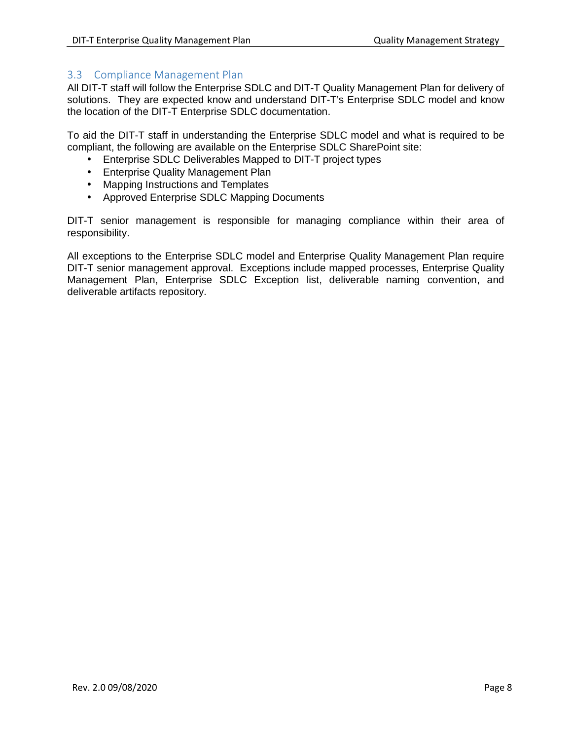## 3.3 Compliance Management Plan

All DIT-T staff will follow the Enterprise SDLC and DIT-T Quality Management Plan for delivery of solutions. They are expected know and understand DIT-T's Enterprise SDLC model and know the location of the DIT-T Enterprise SDLC documentation.

To aid the DIT-T staff in understanding the Enterprise SDLC model and what is required to be compliant, the following are available on the Enterprise SDLC SharePoint site:

- Enterprise SDLC Deliverables Mapped to DIT-T project types
- Enterprise Quality Management Plan
- Mapping Instructions and Templates
- Approved Enterprise SDLC Mapping Documents

DIT-T senior management is responsible for managing compliance within their area of responsibility.

All exceptions to the Enterprise SDLC model and Enterprise Quality Management Plan require DIT-T senior management approval. Exceptions include mapped processes, Enterprise Quality Management Plan, Enterprise SDLC Exception list, deliverable naming convention, and deliverable artifacts repository.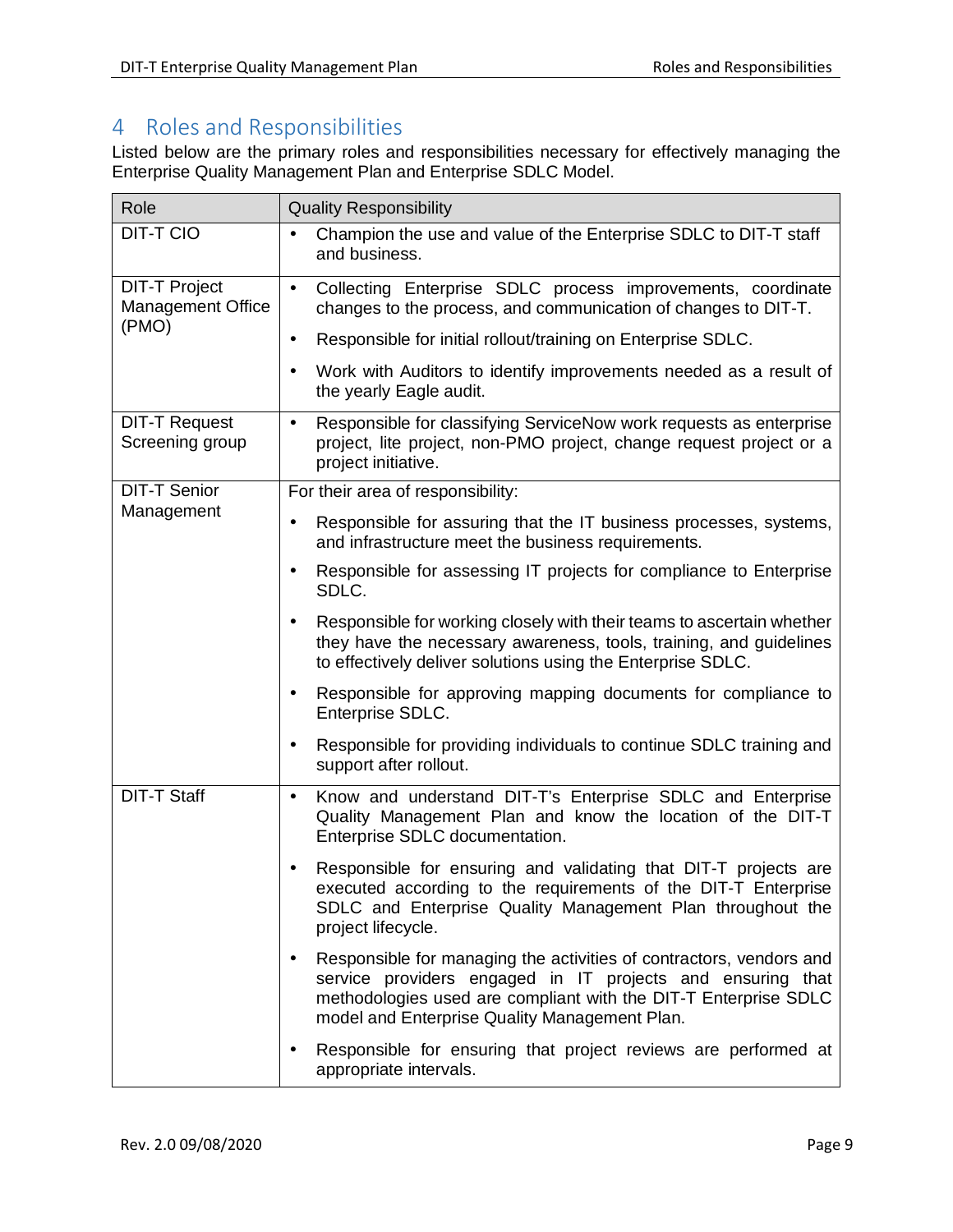# 4 Roles and Responsibilities

Listed below are the primary roles and responsibilities necessary for effectively managing the Enterprise Quality Management Plan and Enterprise SDLC Model.

| Role | Quality Responsibility |
|---|---|
| DIT-T CIO | • Champion the use and value of the Enterprise SDLC to DIT-T staff and business. |
| DIT-T Project Management Office (PMO) | • Collecting Enterprise SDLC process improvements, coordinate changes to the process, and communication of changes to DIT-T.<br>• Responsible for initial rollout/training on Enterprise SDLC.<br>• Work with Auditors to identify improvements needed as a result of the yearly Eagle audit. |
| DIT-T Request Screening group | • Responsible for classifying ServiceNow work requests as enterprise project, lite project, non-PMO project, change request project or a project initiative. |
| DIT-T Senior Management | For their area of responsibility:<br>• Responsible for assuring that the IT business processes, systems, and infrastructure meet the business requirements.<br>• Responsible for assessing IT projects for compliance to Enterprise SDLC.<br>• Responsible for working closely with their teams to ascertain whether they have the necessary awareness, tools, training, and guidelines to effectively deliver solutions using the Enterprise SDLC.<br>• Responsible for approving mapping documents for compliance to Enterprise SDLC.<br>• Responsible for providing individuals to continue SDLC training and support after rollout. |
| DIT-T Staff | • Know and understand DIT-T's Enterprise SDLC and Enterprise Quality Management Plan and know the location of the DIT-T Enterprise SDLC documentation.<br>• Responsible for ensuring and validating that DIT-T projects are executed according to the requirements of the DIT-T Enterprise SDLC and Enterprise Quality Management Plan throughout the project lifecycle.<br>• Responsible for managing the activities of contractors, vendors and service providers engaged in IT projects and ensuring that methodologies used are compliant with the DIT-T Enterprise SDLC model and Enterprise Quality Management Plan.<br>• Responsible for ensuring that project reviews are performed at appropriate intervals. |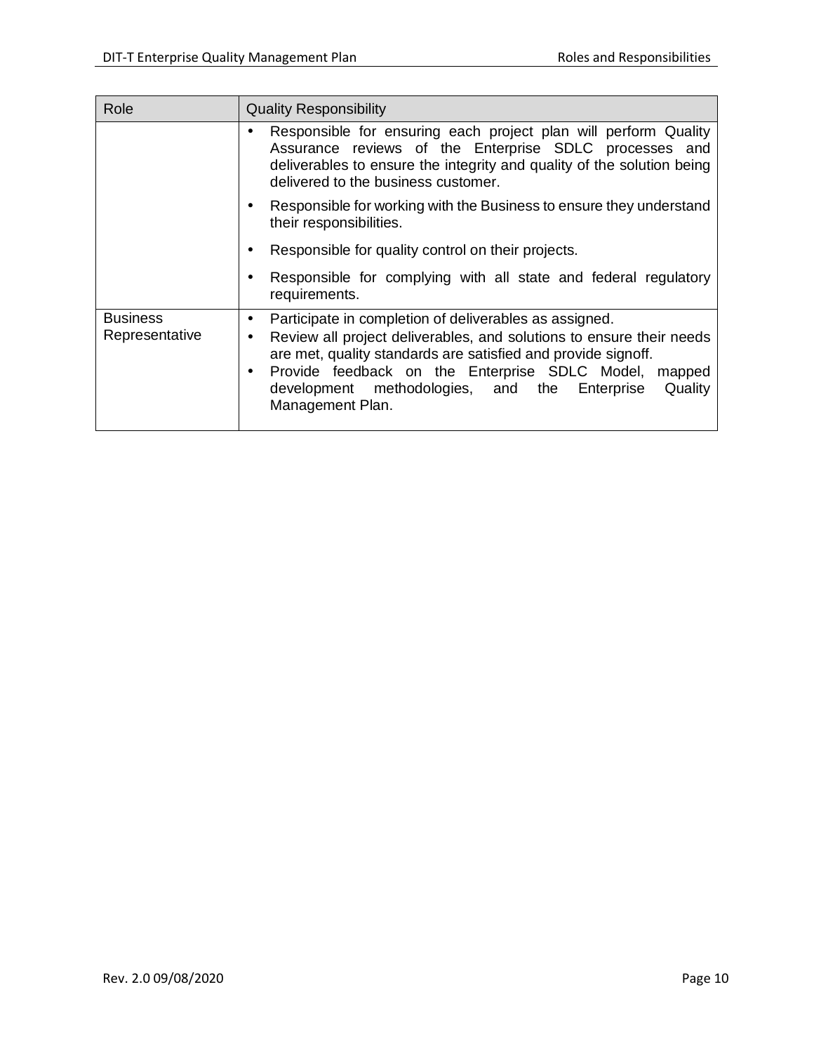| Role | Quality Responsibility |
|---|---|
| | • Responsible for ensuring each project plan will perform Quality Assurance reviews of the Enterprise SDLC processes and deliverables to ensure the integrity and quality of the solution being delivered to the business customer.<br>• Responsible for working with the Business to ensure they understand their responsibilities.<br>• Responsible for quality control on their projects.<br>• Responsible for complying with all state and federal regulatory requirements. |
| Business Representative | • Participate in completion of deliverables as assigned.<br>• Review all project deliverables, and solutions to ensure their needs are met, quality standards are satisfied and provide signoff.<br>• Provide feedback on the Enterprise SDLC Model, mapped development methodologies, and the Enterprise Quality Management Plan. |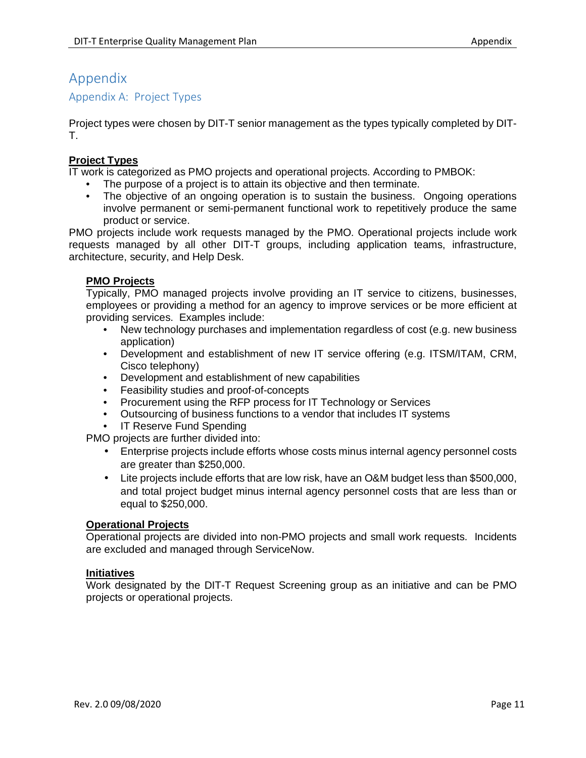# Appendix

## Appendix A: Project Types

Project types were chosen by DIT-T senior management as the types typically completed by DIT-T.

**Project Types**

IT work is categorized as PMO projects and operational projects. According to PMBOK:

- The purpose of a project is to attain its objective and then terminate.
- The objective of an ongoing operation is to sustain the business. Ongoing operations involve permanent or semi-permanent functional work to repetitively produce the same product or service.

PMO projects include work requests managed by the PMO. Operational projects include work requests managed by all other DIT-T groups, including application teams, infrastructure, architecture, security, and Help Desk.

**PMO Projects**

Typically, PMO managed projects involve providing an IT service to citizens, businesses, employees or providing a method for an agency to improve services or be more efficient at providing services. Examples include:

- New technology purchases and implementation regardless of cost (e.g. new business application)
- Development and establishment of new IT service offering (e.g. ITSM/ITAM, CRM, Cisco telephony)
- Development and establishment of new capabilities
- Feasibility studies and proof-of-concepts
- Procurement using the RFP process for IT Technology or Services
- Outsourcing of business functions to a vendor that includes IT systems
- IT Reserve Fund Spending

PMO projects are further divided into:

- Enterprise projects include efforts whose costs minus internal agency personnel costs are greater than $250,000.
- Lite projects include efforts that are low risk, have an O&M budget less than $500,000, and total project budget minus internal agency personnel costs that are less than or equal to $250,000.

**Operational Projects**

Operational projects are divided into non-PMO projects and small work requests. Incidents are excluded and managed through ServiceNow.

**Initiatives**

Work designated by the DIT-T Request Screening group as an initiative and can be PMO projects or operational projects.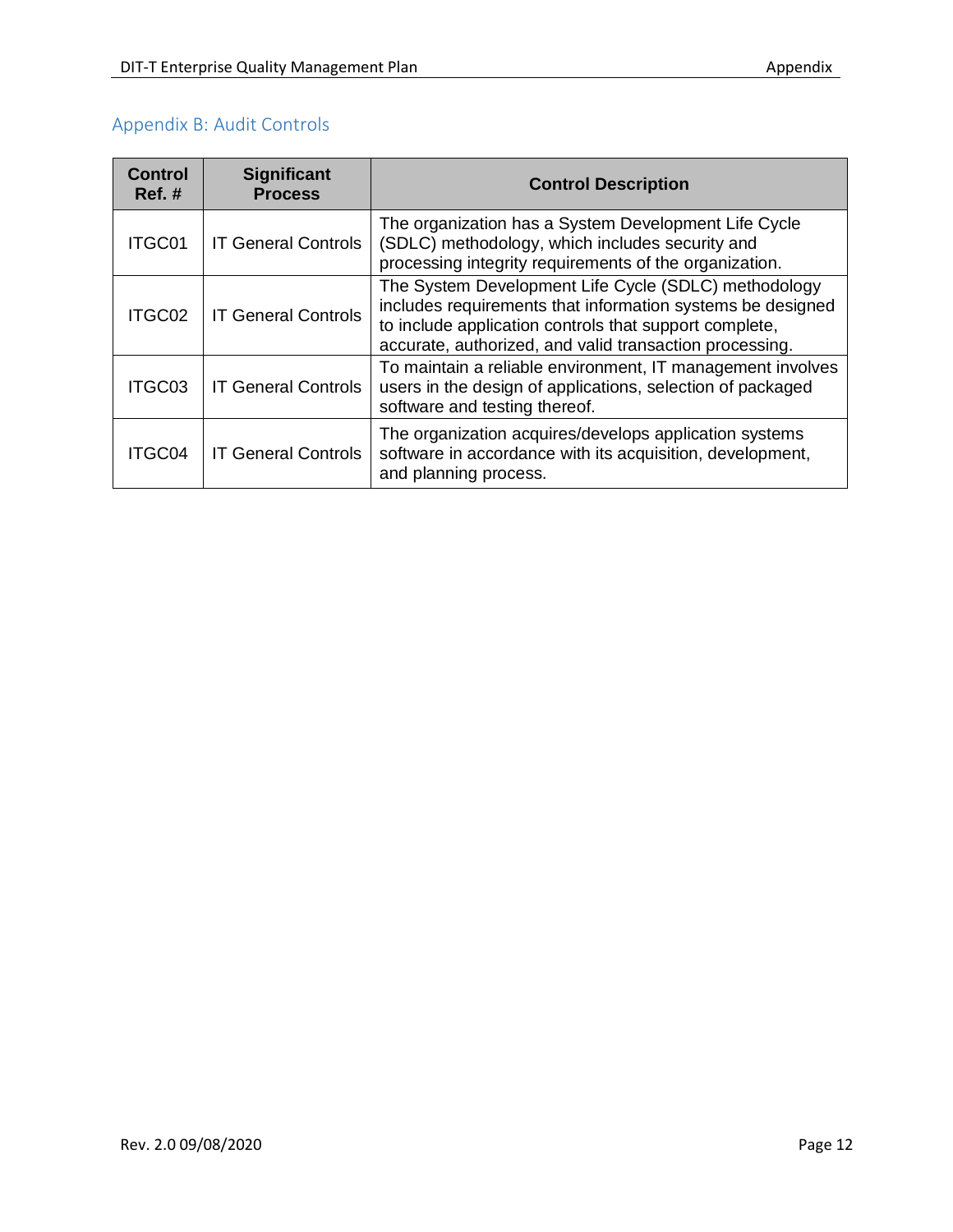## Appendix B: Audit Controls

| Control Ref. # | Significant Process | Control Description |
|---|---|---|
| ITGC01 | IT General Controls | The organization has a System Development Life Cycle (SDLC) methodology, which includes security and processing integrity requirements of the organization. |
| ITGC02 | IT General Controls | The System Development Life Cycle (SDLC) methodology includes requirements that information systems be designed to include application controls that support complete, accurate, authorized, and valid transaction processing. |
| ITGC03 | IT General Controls | To maintain a reliable environment, IT management involves users in the design of applications, selection of packaged software and testing thereof. |
| ITGC04 | IT General Controls | The organization acquires/develops application systems software in accordance with its acquisition, development, and planning process. |